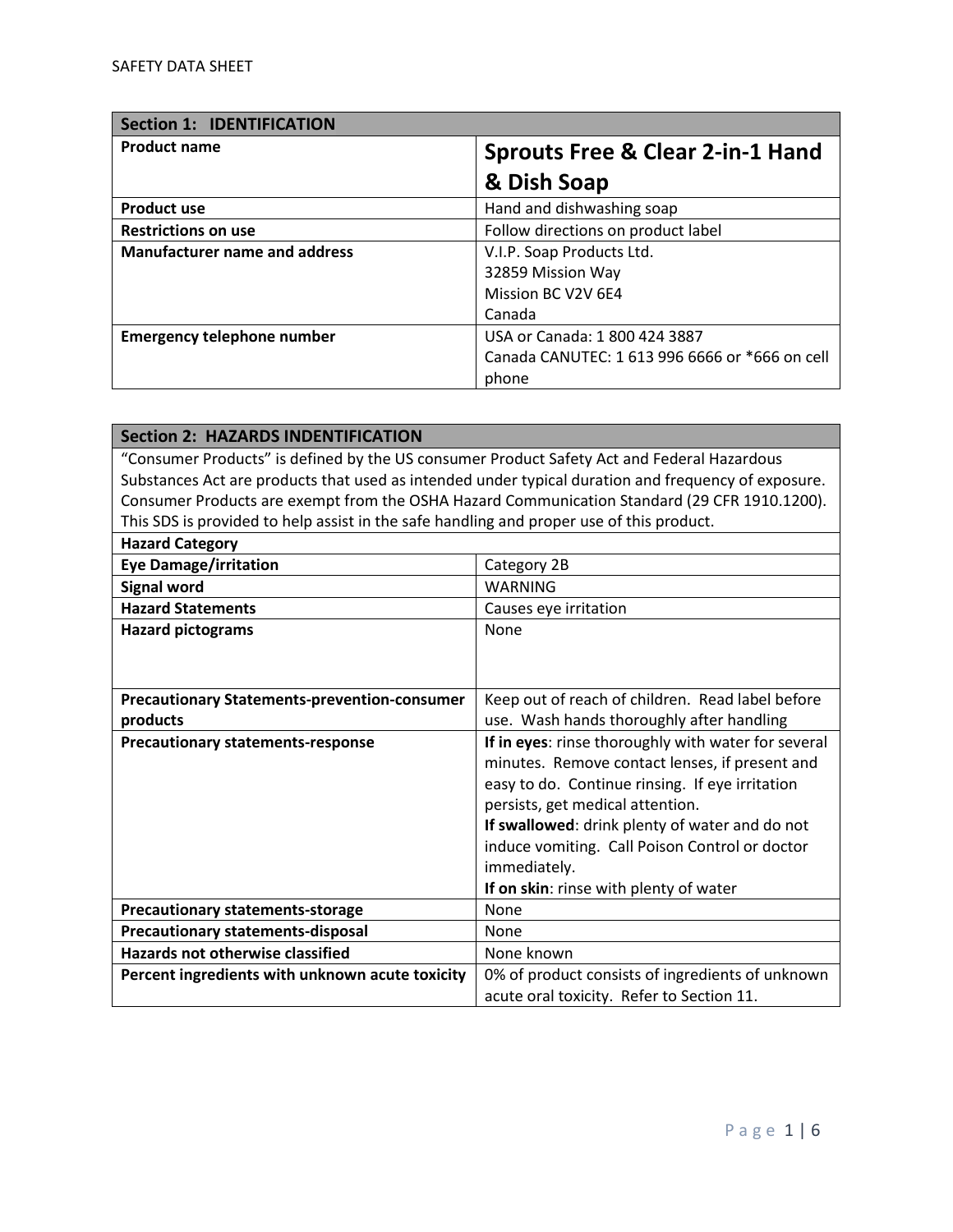# SAFETY DATA SHEET

| **Section 1: IDENTIFICATION** | |
|---|---|
| **Product name** | **Sprouts Free & Clear 2-in-1 Hand & Dish Soap** |
| **Product use** | Hand and dishwashing soap |
| **Restrictions on use** | Follow directions on product label |
| **Manufacturer name and address** | V.I.P. Soap Products Ltd.<br>32859 Mission Way<br>Mission BC V2V 6E4<br>Canada |
| **Emergency telephone number** | USA or Canada: 1 800 424 3887<br>Canada CANUTEC: 1 613 996 6666 or *666 on cell phone |

| **Section 2: HAZARDS INDENTIFICATION** | |
|---|---|
| "Consumer Products" is defined by the US consumer Product Safety Act and Federal Hazardous Substances Act are products that used as intended under typical duration and frequency of exposure. Consumer Products are exempt from the OSHA Hazard Communication Standard (29 CFR 1910.1200). This SDS is provided to help assist in the safe handling and proper use of this product. | |
| **Hazard Category** | |
| **Eye Damage/irritation** | Category 2B |
| **Signal word** | WARNING |
| **Hazard Statements** | Causes eye irritation |
| **Hazard pictograms** | None |
| **Precautionary Statements-prevention-consumer products** | Keep out of reach of children. Read label before use. Wash hands thoroughly after handling |
| **Precautionary statements-response** | **If in eyes**: rinse thoroughly with water for several minutes. Remove contact lenses, if present and easy to do. Continue rinsing. If eye irritation persists, get medical attention.<br>**If swallowed**: drink plenty of water and do not induce vomiting. Call Poison Control or doctor immediately.<br>**If on skin**: rinse with plenty of water |
| **Precautionary statements-storage** | None |
| **Precautionary statements-disposal** | None |
| **Hazards not otherwise classified** | None known |
| **Percent ingredients with unknown acute toxicity** | 0% of product consists of ingredients of unknown acute oral toxicity. Refer to Section 11. |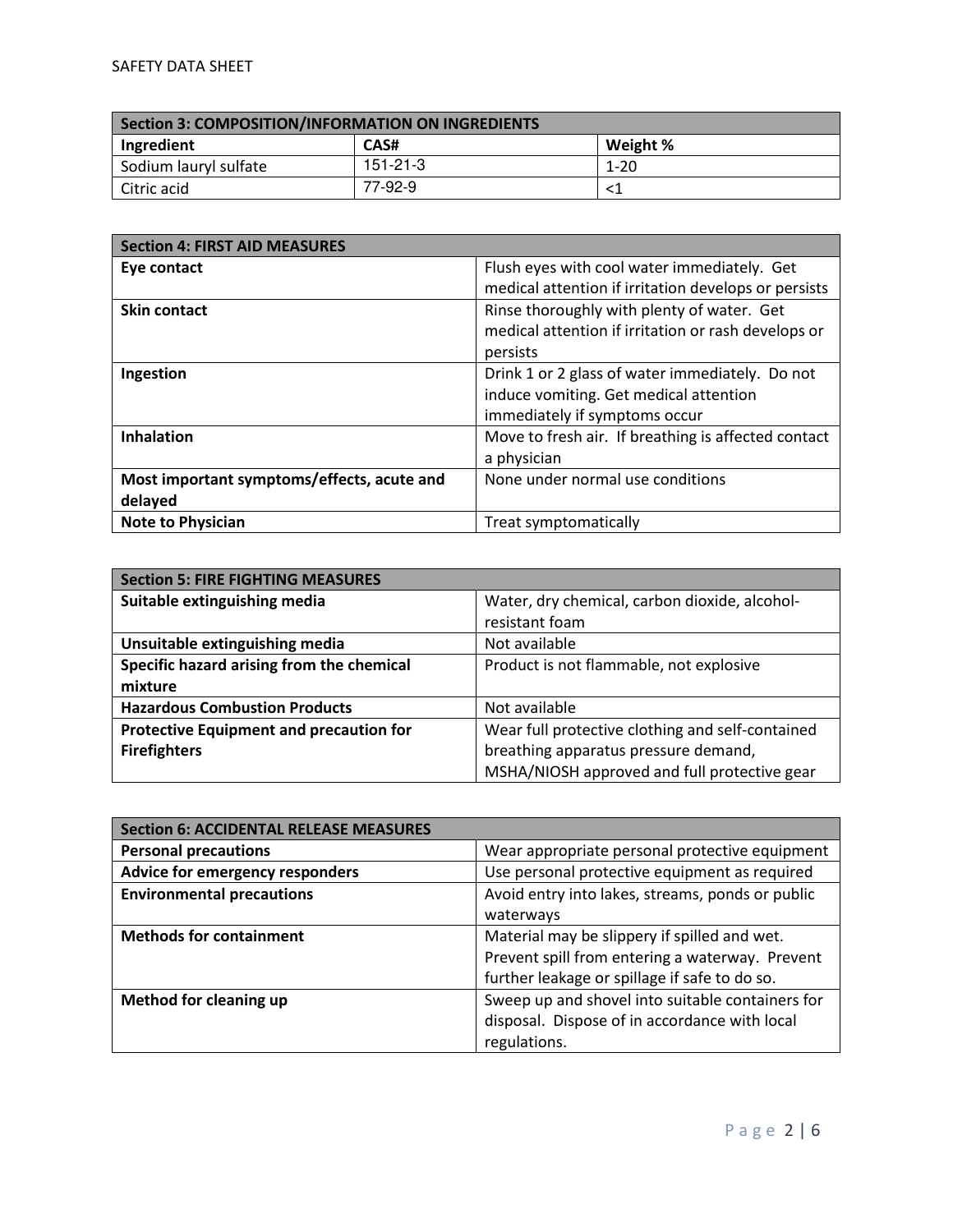| Section 3: COMPOSITION/INFORMATION ON INGREDIENTS | | |
|---|---|---|
| **Ingredient** | **CAS#** | **Weight %** |
| Sodium lauryl sulfate | 151-21-3 | 1-20 |
| Citric acid | 77-92-9 | <1 |

| Section 4: FIRST AID MEASURES | |
|---|---|
| **Eye contact** | Flush eyes with cool water immediately. Get medical attention if irritation develops or persists |
| **Skin contact** | Rinse thoroughly with plenty of water. Get medical attention if irritation or rash develops or persists |
| **Ingestion** | Drink 1 or 2 glass of water immediately. Do not induce vomiting. Get medical attention immediately if symptoms occur |
| **Inhalation** | Move to fresh air. If breathing is affected contact a physician |
| **Most important symptoms/effects, acute and delayed** | None under normal use conditions |
| **Note to Physician** | Treat symptomatically |

| Section 5: FIRE FIGHTING MEASURES | |
|---|---|
| **Suitable extinguishing media** | Water, dry chemical, carbon dioxide, alcohol-resistant foam |
| **Unsuitable extinguishing media** | Not available |
| **Specific hazard arising from the chemical mixture** | Product is not flammable, not explosive |
| **Hazardous Combustion Products** | Not available |
| **Protective Equipment and precaution for Firefighters** | Wear full protective clothing and self-contained breathing apparatus pressure demand, MSHA/NIOSH approved and full protective gear |

| Section 6: ACCIDENTAL RELEASE MEASURES | |
|---|---|
| **Personal precautions** | Wear appropriate personal protective equipment |
| **Advice for emergency responders** | Use personal protective equipment as required |
| **Environmental precautions** | Avoid entry into lakes, streams, ponds or public waterways |
| **Methods for containment** | Material may be slippery if spilled and wet. Prevent spill from entering a waterway. Prevent further leakage or spillage if safe to do so. |
| **Method for cleaning up** | Sweep up and shovel into suitable containers for disposal. Dispose of in accordance with local regulations. |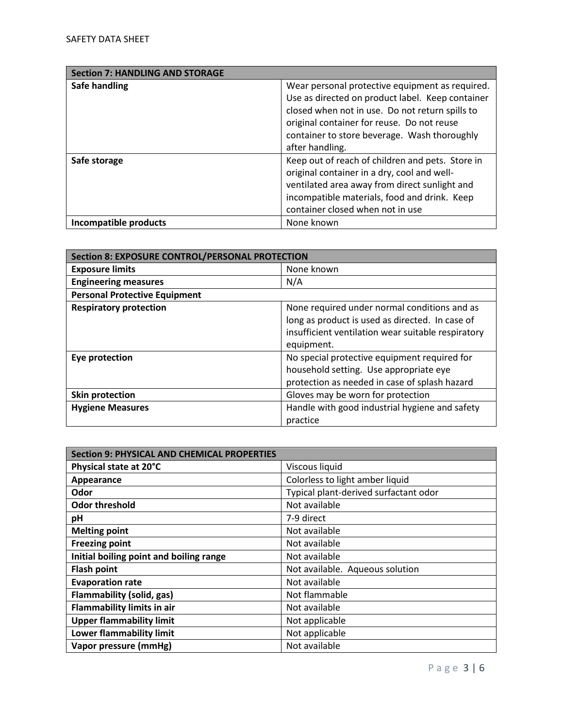| Section 7: HANDLING AND STORAGE | |
| --- | --- |
| **Safe handling** | Wear personal protective equipment as required. Use as directed on product label. Keep container closed when not in use. Do not return spills to original container for reuse. Do not reuse container to store beverage. Wash thoroughly after handling. |
| **Safe storage** | Keep out of reach of children and pets. Store in original container in a dry, cool and well-ventilated area away from direct sunlight and incompatible materials, food and drink. Keep container closed when not in use |
| **Incompatible products** | None known |

| Section 8: EXPOSURE CONTROL/PERSONAL PROTECTION | |
| --- | --- |
| **Exposure limits** | None known |
| **Engineering measures** | N/A |
| **Personal Protective Equipment** | |
| **Respiratory protection** | None required under normal conditions and as long as product is used as directed. In case of insufficient ventilation wear suitable respiratory equipment. |
| **Eye protection** | No special protective equipment required for household setting. Use appropriate eye protection as needed in case of splash hazard |
| **Skin protection** | Gloves may be worn for protection |
| **Hygiene Measures** | Handle with good industrial hygiene and safety practice |

| Section 9: PHYSICAL AND CHEMICAL PROPERTIES | |
| --- | --- |
| **Physical state at 20°C** | Viscous liquid |
| **Appearance** | Colorless to light amber liquid |
| **Odor** | Typical plant-derived surfactant odor |
| **Odor threshold** | Not available |
| **pH** | 7-9 direct |
| **Melting point** | Not available |
| **Freezing point** | Not available |
| **Initial boiling point and boiling range** | Not available |
| **Flash point** | Not available. Aqueous solution |
| **Evaporation rate** | Not available |
| **Flammability (solid, gas)** | Not flammable |
| **Flammability limits in air** | Not available |
| **Upper flammability limit** | Not applicable |
| **Lower flammability limit** | Not applicable |
| **Vapor pressure (mmHg)** | Not available |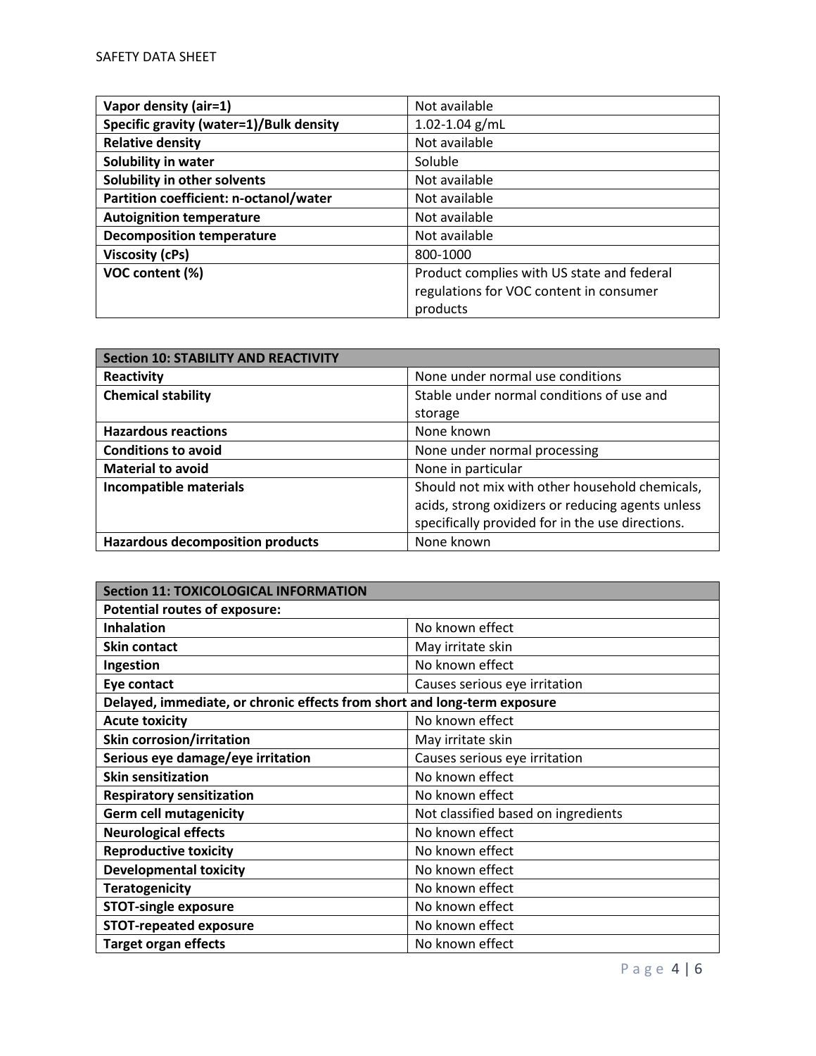| | |
|---|---|
| **Vapor density (air=1)** | Not available |
| **Specific gravity (water=1)/Bulk density** | 1.02-1.04 g/mL |
| **Relative density** | Not available |
| **Solubility in water** | Soluble |
| **Solubility in other solvents** | Not available |
| **Partition coefficient: n-octanol/water** | Not available |
| **Autoignition temperature** | Not available |
| **Decomposition temperature** | Not available |
| **Viscosity (cPs)** | 800-1000 |
| **VOC content (%)** | Product complies with US state and federal regulations for VOC content in consumer products |

| **Section 10: STABILITY AND REACTIVITY** | |
|---|---|
| **Reactivity** | None under normal use conditions |
| **Chemical stability** | Stable under normal conditions of use and storage |
| **Hazardous reactions** | None known |
| **Conditions to avoid** | None under normal processing |
| **Material to avoid** | None in particular |
| **Incompatible materials** | Should not mix with other household chemicals, acids, strong oxidizers or reducing agents unless specifically provided for in the use directions. |
| **Hazardous decomposition products** | None known |

| **Section 11: TOXICOLOGICAL INFORMATION** | |
|---|---|
| **Potential routes of exposure:** | |
| **Inhalation** | No known effect |
| **Skin contact** | May irritate skin |
| **Ingestion** | No known effect |
| **Eye contact** | Causes serious eye irritation |
| **Delayed, immediate, or chronic effects from short and long-term exposure** | |
| **Acute toxicity** | No known effect |
| **Skin corrosion/irritation** | May irritate skin |
| **Serious eye damage/eye irritation** | Causes serious eye irritation |
| **Skin sensitization** | No known effect |
| **Respiratory sensitization** | No known effect |
| **Germ cell mutagenicity** | Not classified based on ingredients |
| **Neurological effects** | No known effect |
| **Reproductive toxicity** | No known effect |
| **Developmental toxicity** | No known effect |
| **Teratogenicity** | No known effect |
| **STOT-single exposure** | No known effect |
| **STOT-repeated exposure** | No known effect |
| **Target organ effects** | No known effect |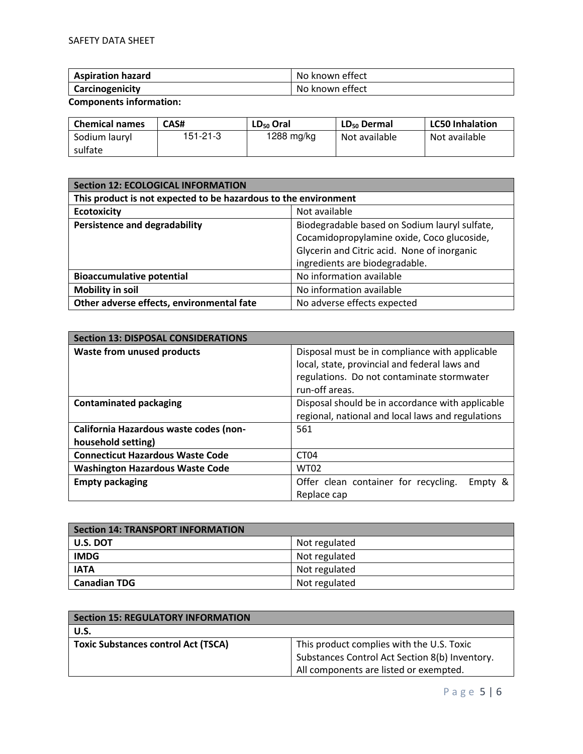| Aspiration hazard | No known effect |
|---|---|
| Carcinogenicity | No known effect |

**Components information:**

| Chemical names | CAS# | $LD_{50}$ Oral | $LD_{50}$ Dermal | LC50 Inhalation |
|---|---|---|---|---|
| Sodium lauryl sulfate | 151-21-3 | 1288 mg/kg | Not available | Not available |

| Section 12: ECOLOGICAL INFORMATION | |
|---|---|
| This product is not expected to be hazardous to the environment | |
| Ecotoxicity | Not available |
| Persistence and degradability | Biodegradable based on Sodium lauryl sulfate, Cocamidopropylamine oxide, Coco glucoside, Glycerin and Citric acid. None of inorganic ingredients are biodegradable. |
| Bioaccumulative potential | No information available |
| Mobility in soil | No information available |
| Other adverse effects, environmental fate | No adverse effects expected |

| Section 13: DISPOSAL CONSIDERATIONS | |
|---|---|
| Waste from unused products | Disposal must be in compliance with applicable local, state, provincial and federal laws and regulations. Do not contaminate stormwater run-off areas. |
| Contaminated packaging | Disposal should be in accordance with applicable regional, national and local laws and regulations |
| California Hazardous waste codes (non-household setting) | 561 |
| Connecticut Hazardous Waste Code | CT04 |
| Washington Hazardous Waste Code | WT02 |
| Empty packaging | Offer clean container for recycling. Empty & Replace cap |

| Section 14: TRANSPORT INFORMATION | |
|---|---|
| U.S. DOT | Not regulated |
| IMDG | Not regulated |
| IATA | Not regulated |
| Canadian TDG | Not regulated |

| Section 15: REGULATORY INFORMATION | |
|---|---|
| U.S. | |
| Toxic Substances control Act (TSCA) | This product complies with the U.S. Toxic Substances Control Act Section 8(b) Inventory. All components are listed or exempted. |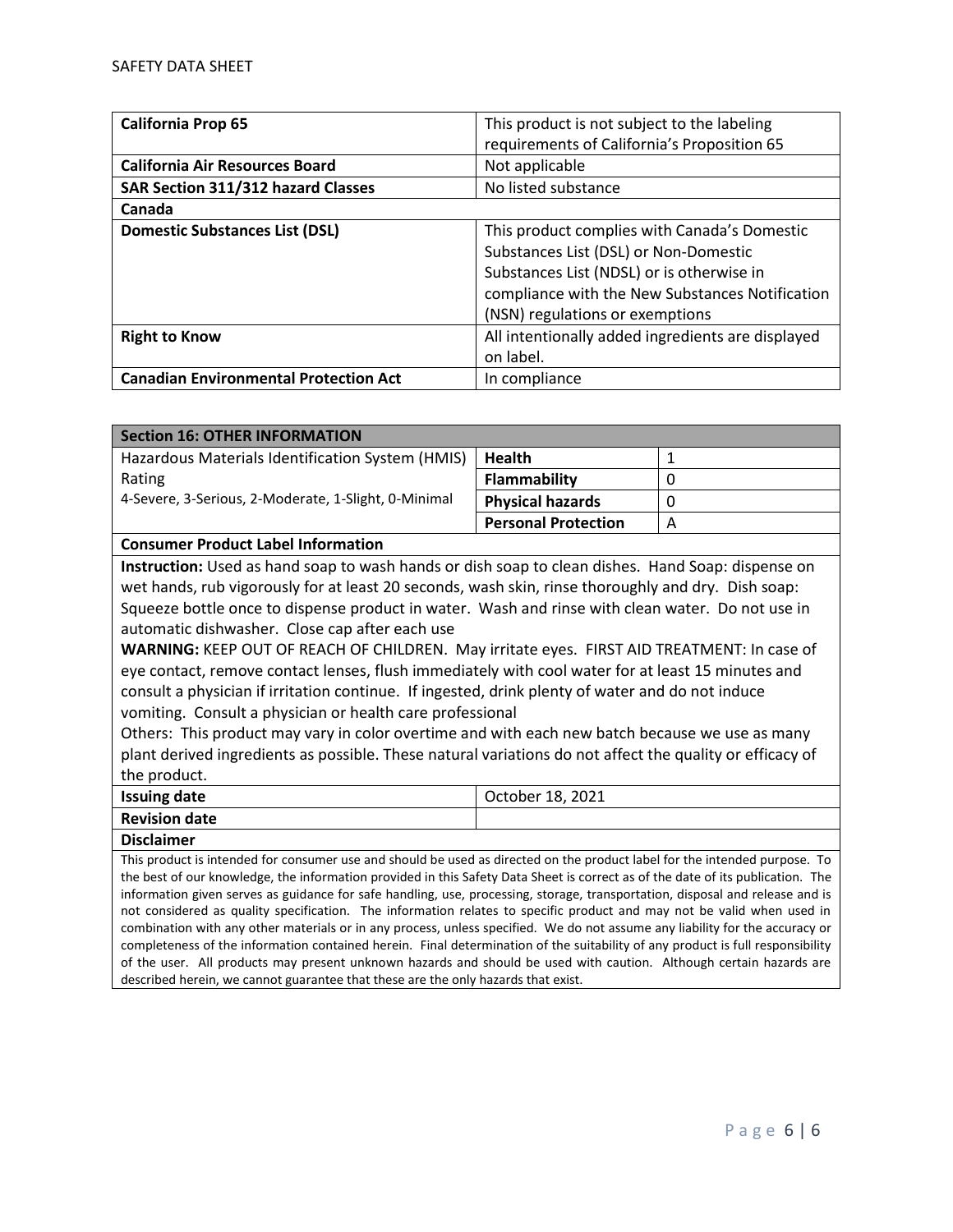| | |
|---|---|
| **California Prop 65** | This product is not subject to the labeling requirements of California's Proposition 65 |
| **California Air Resources Board** | Not applicable |
| **SAR Section 311/312 hazard Classes** | No listed substance |
| **Canada** | |
| **Domestic Substances List (DSL)** | This product complies with Canada's Domestic Substances List (DSL) or Non-Domestic Substances List (NDSL) or is otherwise in compliance with the New Substances Notification (NSN) regulations or exemptions |
| **Right to Know** | All intentionally added ingredients are displayed on label. |
| **Canadian Environmental Protection Act** | In compliance |

## Section 16: OTHER INFORMATION

| | | |
|---|---|---|
| Hazardous Materials Identification System (HMIS) Rating<br>4-Severe, 3-Serious, 2-Moderate, 1-Slight, 0-Minimal | **Health** | 1 |
| | **Flammability** | 0 |
| | **Physical hazards** | 0 |
| | **Personal Protection** | A |

**Consumer Product Label Information**

**Instruction:** Used as hand soap to wash hands or dish soap to clean dishes. Hand Soap: dispense on wet hands, rub vigorously for at least 20 seconds, wash skin, rinse thoroughly and dry. Dish soap: Squeeze bottle once to dispense product in water. Wash and rinse with clean water. Do not use in automatic dishwasher. Close cap after each use

**WARNING:** KEEP OUT OF REACH OF CHILDREN. May irritate eyes. FIRST AID TREATMENT: In case of eye contact, remove contact lenses, flush immediately with cool water for at least 15 minutes and consult a physician if irritation continue. If ingested, drink plenty of water and do not induce vomiting. Consult a physician or health care professional

Others: This product may vary in color overtime and with each new batch because we use as many plant derived ingredients as possible. These natural variations do not affect the quality or efficacy of the product.

| | |
|---|---|
| **Issuing date** | October 18, 2021 |
| **Revision date** | |

**Disclaimer**

This product is intended for consumer use and should be used as directed on the product label for the intended purpose. To the best of our knowledge, the information provided in this Safety Data Sheet is correct as of the date of its publication. The information given serves as guidance for safe handling, use, processing, storage, transportation, disposal and release and is not considered as quality specification. The information relates to specific product and may not be valid when used in combination with any other materials or in any process, unless specified. We do not assume any liability for the accuracy or completeness of the information contained herein. Final determination of the suitability of any product is full responsibility of the user. All products may present unknown hazards and should be used with caution. Although certain hazards are described herein, we cannot guarantee that these are the only hazards that exist.